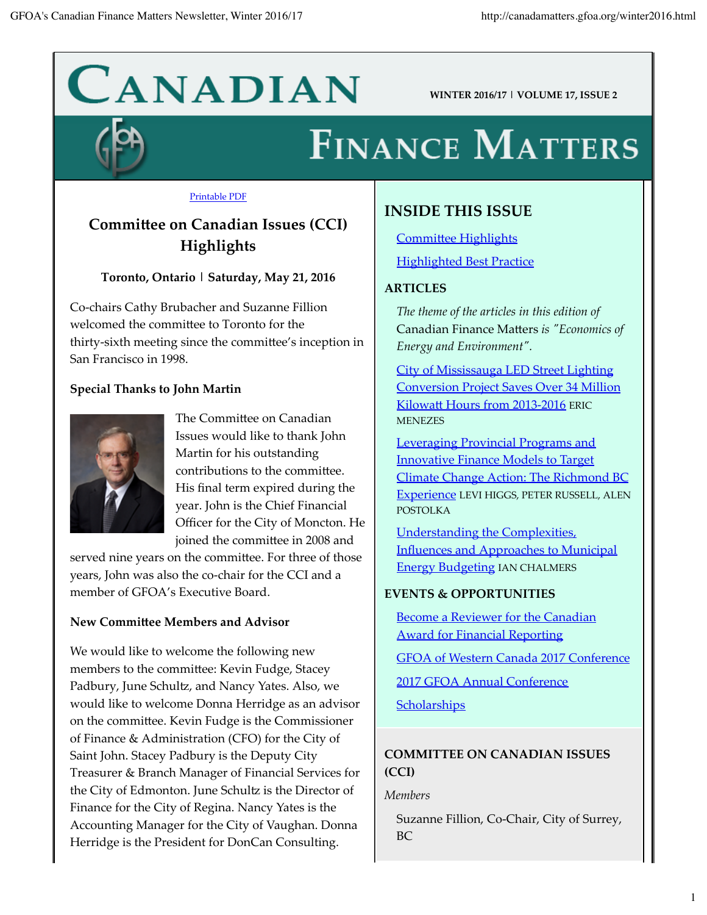# Canadian Finance Matters

WINTER 2016/17 | VOLUME 17, ISSUE 2

Printable PDF

## Committee on Canadian Issues (CCI) Highlights

**Toronto, Ontario | Saturday, May 21, 2016**

Co-chairs Cathy Brubacher and Suzanne Fillion welcomed the committee to Toronto for the thirty-sixth meeting since the committee's inception in San Francisco in 1998.

### Special Thanks to John Martin

The Committee on Canadian Issues would like to thank John Martin for his outstanding contributions to the committee. His final term expired during the year. John is the Chief Financial Officer for the City of Moncton. He joined the committee in 2008 and served nine years on the committee. For three of those years, John was also the co-chair for the CCI and a member of GFOA's Executive Board.

### New Committee Members and Advisor

We would like to welcome the following new members to the committee: Kevin Fudge, Stacey Padbury, June Schultz, and Nancy Yates. Also, we would like to welcome Donna Herridge as an advisor on the committee. Kevin Fudge is the Commissioner of Finance & Administration (CFO) for the City of Saint John. Stacey Padbury is the Deputy City Treasurer & Branch Manager of Financial Services for the City of Edmonton. June Schultz is the Director of Finance for the City of Regina. Nancy Yates is the Accounting Manager for the City of Vaughan. Donna Herridge is the President for DonCan Consulting.

## INSIDE THIS ISSUE

- Committee Highlights
- Highlighted Best Practice

### ARTICLES

*The theme of the articles in this edition of* Canadian Finance Matters *is "Economics of Energy and Environment".*

- City of Mississauga LED Street Lighting Conversion Project Saves Over 34 Million Kilowatt Hours from 2013-2016 ERIC MENEZES
- Leveraging Provincial Programs and Innovative Finance Models to Target Climate Change Action: The Richmond BC Experience LEVI HIGGS, PETER RUSSELL, ALEN POSTOLKA
- Understanding the Complexities, Influences and Approaches to Municipal Energy Budgeting IAN CHALMERS

### EVENTS & OPPORTUNITIES

- Become a Reviewer for the Canadian Award for Financial Reporting
- GFOA of Western Canada 2017 Conference
- 2017 GFOA Annual Conference
- Scholarships

### COMMITTEE ON CANADIAN ISSUES (CCI)

*Members*

Suzanne Fillion, Co-Chair, City of Surrey, BC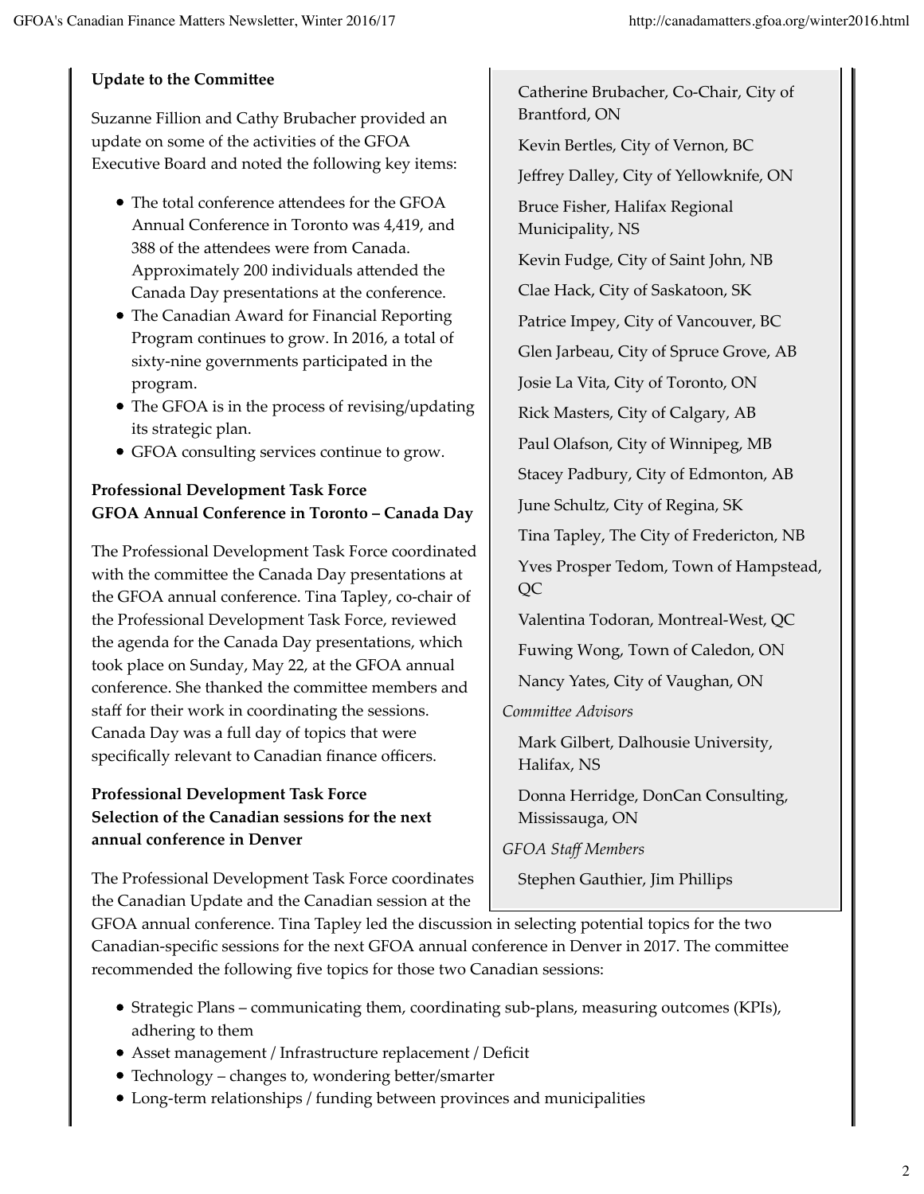### Update to the Committee

Suzanne Fillion and Cathy Brubacher provided an update on some of the activities of the GFOA Executive Board and noted the following key items:

- The total conference attendees for the GFOA Annual Conference in Toronto was 4,419, and 388 of the attendees were from Canada. Approximately 200 individuals attended the Canada Day presentations at the conference.
- The Canadian Award for Financial Reporting Program continues to grow. In 2016, a total of sixty-nine governments participated in the program.
- The GFOA is in the process of revising/updating its strategic plan.
- GFOA consulting services continue to grow.

### Professional Development Task Force GFOA Annual Conference in Toronto – Canada Day

The Professional Development Task Force coordinated with the committee the Canada Day presentations at the GFOA annual conference. Tina Tapley, co-chair of the Professional Development Task Force, reviewed the agenda for the Canada Day presentations, which took place on Sunday, May 22, at the GFOA annual conference. She thanked the committee members and staff for their work in coordinating the sessions. Canada Day was a full day of topics that were specifically relevant to Canadian finance officers.

### Professional Development Task Force Selection of the Canadian sessions for the next annual conference in Denver

The Professional Development Task Force coordinates the Canadian Update and the Canadian session at the GFOA annual conference. Tina Tapley led the discussion in selecting potential topics for the two Canadian-specific sessions for the next GFOA annual conference in Denver in 2017. The committee recommended the following five topics for those two Canadian sessions:

- Strategic Plans – communicating them, coordinating sub-plans, measuring outcomes (KPIs), adhering to them
- Asset management / Infrastructure replacement / Deficit
- Technology – changes to, wondering better/smarter
- Long-term relationships / funding between provinces and municipalities

Catherine Brubacher, Co-Chair, City of Brantford, ON

Kevin Bertles, City of Vernon, BC

Jeffrey Dalley, City of Yellowknife, ON

Bruce Fisher, Halifax Regional Municipality, NS

Kevin Fudge, City of Saint John, NB

Clae Hack, City of Saskatoon, SK

Patrice Impey, City of Vancouver, BC

Glen Jarbeau, City of Spruce Grove, AB

Josie La Vita, City of Toronto, ON

Rick Masters, City of Calgary, AB

Paul Olafson, City of Winnipeg, MB

Stacey Padbury, City of Edmonton, AB

June Schultz, City of Regina, SK

Tina Tapley, The City of Fredericton, NB

Yves Prosper Tedom, Town of Hampstead, QC

Valentina Todoran, Montreal-West, QC

Fuwing Wong, Town of Caledon, ON

Nancy Yates, City of Vaughan, ON

*Committee Advisors*

Mark Gilbert, Dalhousie University, Halifax, NS

Donna Herridge, DonCan Consulting, Mississauga, ON

*GFOA Staff Members*

Stephen Gauthier, Jim Phillips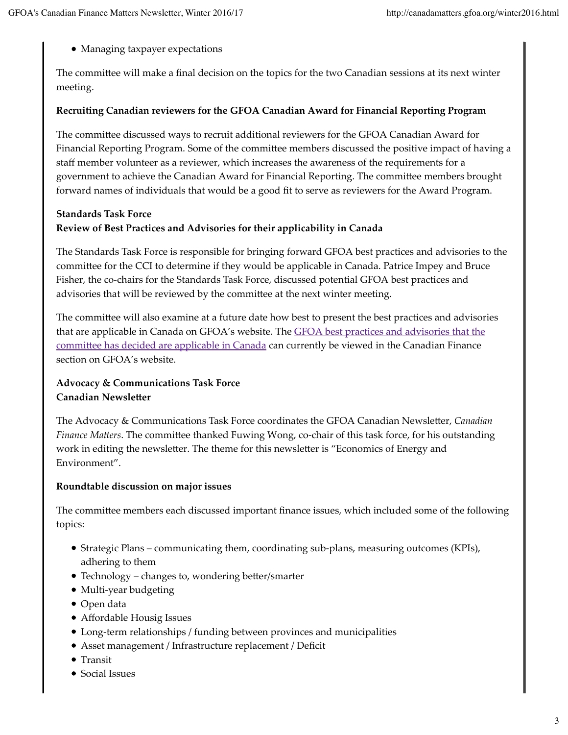- Managing taxpayer expectations

The committee will make a final decision on the topics for the two Canadian sessions at its next winter meeting.

**Recruiting Canadian reviewers for the GFOA Canadian Award for Financial Reporting Program**

The committee discussed ways to recruit additional reviewers for the GFOA Canadian Award for Financial Reporting Program. Some of the committee members discussed the positive impact of having a staff member volunteer as a reviewer, which increases the awareness of the requirements for a government to achieve the Canadian Award for Financial Reporting. The committee members brought forward names of individuals that would be a good fit to serve as reviewers for the Award Program.

**Standards Task Force**
**Review of Best Practices and Advisories for their applicability in Canada**

The Standards Task Force is responsible for bringing forward GFOA best practices and advisories to the committee for the CCI to determine if they would be applicable in Canada. Patrice Impey and Bruce Fisher, the co-chairs for the Standards Task Force, discussed potential GFOA best practices and advisories that will be reviewed by the committee at the next winter meeting.

The committee will also examine at a future date how best to present the best practices and advisories that are applicable in Canada on GFOA's website. The GFOA best practices and advisories that the committee has decided are applicable in Canada can currently be viewed in the Canadian Finance section on GFOA's website.

**Advocacy & Communications Task Force**
**Canadian Newsletter**

The Advocacy & Communications Task Force coordinates the GFOA Canadian Newsletter, *Canadian Finance Matters*. The committee thanked Fuwing Wong, co-chair of this task force, for his outstanding work in editing the newsletter. The theme for this newsletter is "Economics of Energy and Environment".

**Roundtable discussion on major issues**

The committee members each discussed important finance issues, which included some of the following topics:

- Strategic Plans – communicating them, coordinating sub-plans, measuring outcomes (KPIs), adhering to them
- Technology – changes to, wondering better/smarter
- Multi-year budgeting
- Open data
- Affordable Housig Issues
- Long-term relationships / funding between provinces and municipalities
- Asset management / Infrastructure replacement / Deficit
- Transit
- Social Issues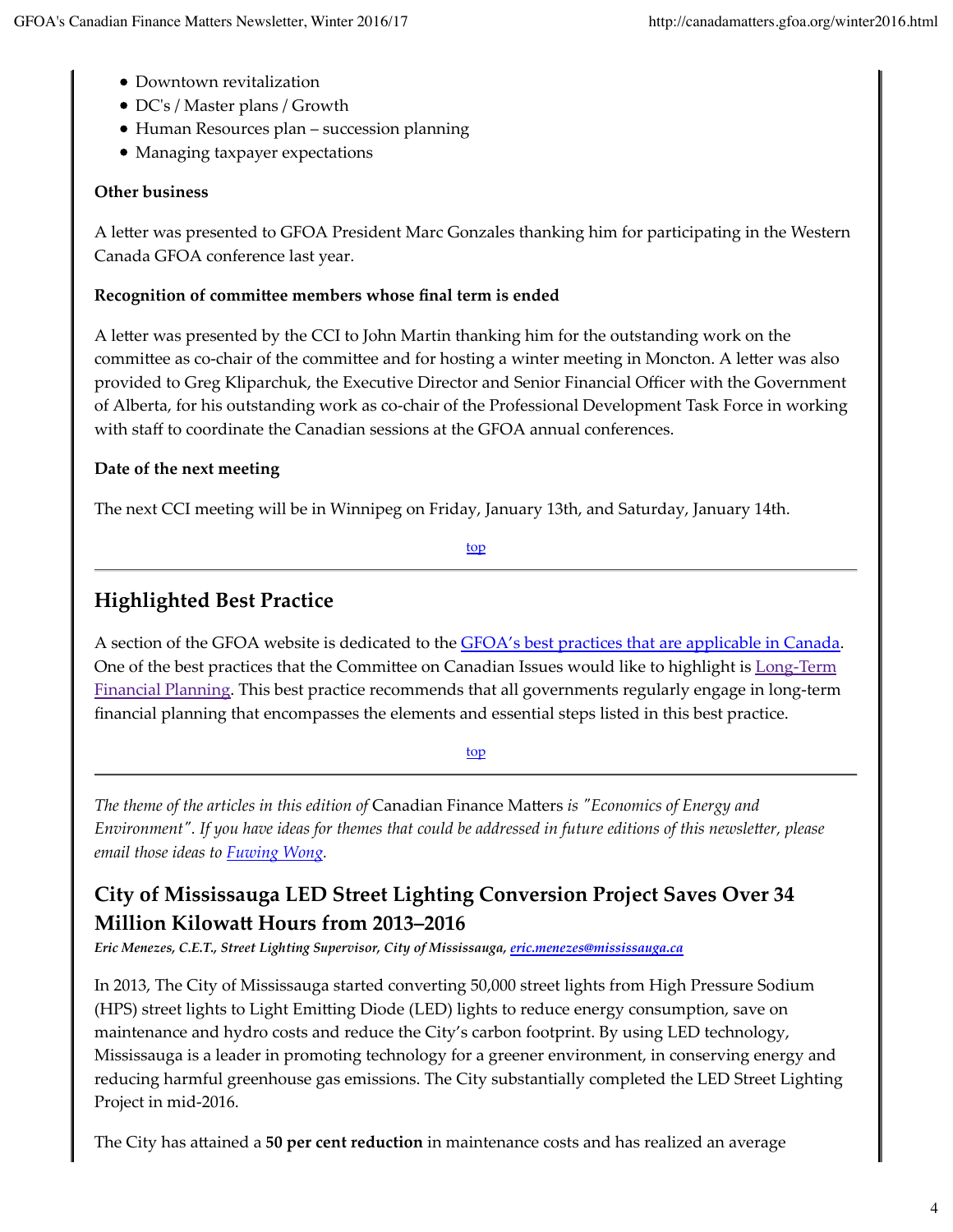- Downtown revitalization
- DC's / Master plans / Growth
- Human Resources plan – succession planning
- Managing taxpayer expectations

**Other business**

A letter was presented to GFOA President Marc Gonzales thanking him for participating in the Western Canada GFOA conference last year.

**Recognition of committee members whose final term is ended**

A letter was presented by the CCI to John Martin thanking him for the outstanding work on the committee as co-chair of the committee and for hosting a winter meeting in Moncton. A letter was also provided to Greg Kliparchuk, the Executive Director and Senior Financial Officer with the Government of Alberta, for his outstanding work as co-chair of the Professional Development Task Force in working with staff to coordinate the Canadian sessions at the GFOA annual conferences.

**Date of the next meeting**

The next CCI meeting will be in Winnipeg on Friday, January 13th, and Saturday, January 14th.

top

---

## Highlighted Best Practice

A section of the GFOA website is dedicated to the GFOA's best practices that are applicable in Canada. One of the best practices that the Committee on Canadian Issues would like to highlight is Long-Term Financial Planning. This best practice recommends that all governments regularly engage in long-term financial planning that encompasses the elements and essential steps listed in this best practice.

top

---

*The theme of the articles in this edition of* Canadian Finance Matters *is "Economics of Energy and Environment". If you have ideas for themes that could be addressed in future editions of this newsletter, please email those ideas to Fuwing Wong.*

## City of Mississauga LED Street Lighting Conversion Project Saves Over 34 Million Kilowatt Hours from 2013–2016

***Eric Menezes, C.E.T., Street Lighting Supervisor, City of Mississauga, eric.menezes@mississauga.ca***

In 2013, The City of Mississauga started converting 50,000 street lights from High Pressure Sodium (HPS) street lights to Light Emitting Diode (LED) lights to reduce energy consumption, save on maintenance and hydro costs and reduce the City's carbon footprint. By using LED technology, Mississauga is a leader in promoting technology for a greener environment, in conserving energy and reducing harmful greenhouse gas emissions. The City substantially completed the LED Street Lighting Project in mid-2016.

The City has attained a **50 per cent reduction** in maintenance costs and has realized an average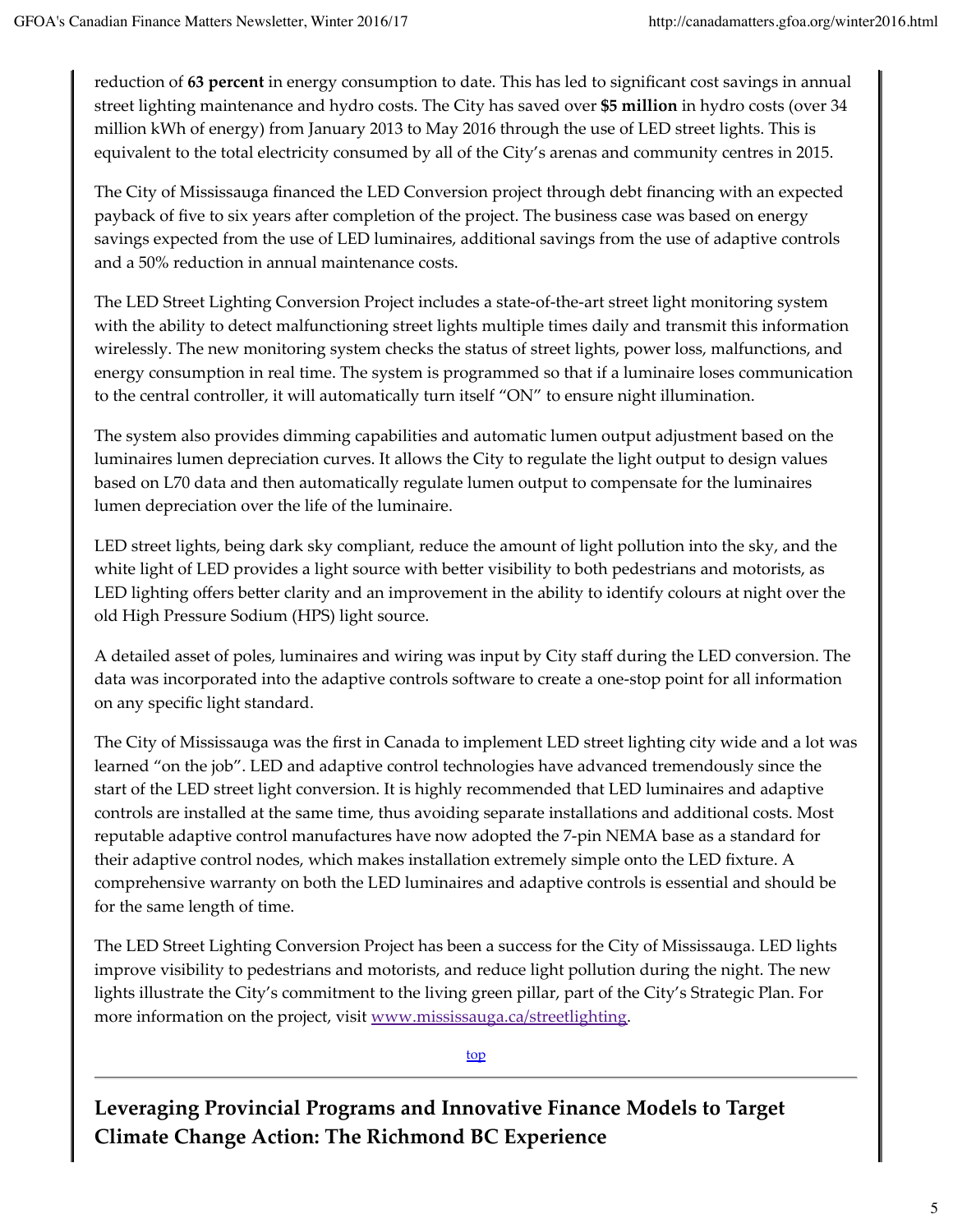reduction of **63 percent** in energy consumption to date. This has led to significant cost savings in annual street lighting maintenance and hydro costs. The City has saved over **$5 million** in hydro costs (over 34 million kWh of energy) from January 2013 to May 2016 through the use of LED street lights. This is equivalent to the total electricity consumed by all of the City's arenas and community centres in 2015.

The City of Mississauga financed the LED Conversion project through debt financing with an expected payback of five to six years after completion of the project. The business case was based on energy savings expected from the use of LED luminaires, additional savings from the use of adaptive controls and a 50% reduction in annual maintenance costs.

The LED Street Lighting Conversion Project includes a state-of-the-art street light monitoring system with the ability to detect malfunctioning street lights multiple times daily and transmit this information wirelessly. The new monitoring system checks the status of street lights, power loss, malfunctions, and energy consumption in real time. The system is programmed so that if a luminaire loses communication to the central controller, it will automatically turn itself "ON" to ensure night illumination.

The system also provides dimming capabilities and automatic lumen output adjustment based on the luminaires lumen depreciation curves. It allows the City to regulate the light output to design values based on L70 data and then automatically regulate lumen output to compensate for the luminaires lumen depreciation over the life of the luminaire.

LED street lights, being dark sky compliant, reduce the amount of light pollution into the sky, and the white light of LED provides a light source with better visibility to both pedestrians and motorists, as LED lighting offers better clarity and an improvement in the ability to identify colours at night over the old High Pressure Sodium (HPS) light source.

A detailed asset of poles, luminaires and wiring was input by City staff during the LED conversion. The data was incorporated into the adaptive controls software to create a one-stop point for all information on any specific light standard.

The City of Mississauga was the first in Canada to implement LED street lighting city wide and a lot was learned "on the job". LED and adaptive control technologies have advanced tremendously since the start of the LED street light conversion. It is highly recommended that LED luminaires and adaptive controls are installed at the same time, thus avoiding separate installations and additional costs. Most reputable adaptive control manufactures have now adopted the 7-pin NEMA base as a standard for their adaptive control nodes, which makes installation extremely simple onto the LED fixture. A comprehensive warranty on both the LED luminaires and adaptive controls is essential and should be for the same length of time.

The LED Street Lighting Conversion Project has been a success for the City of Mississauga. LED lights improve visibility to pedestrians and motorists, and reduce light pollution during the night. The new lights illustrate the City's commitment to the living green pillar, part of the City's Strategic Plan. For more information on the project, visit [www.mississauga.ca/streetlighting](http://www.mississauga.ca/streetlighting).

top

---

## Leveraging Provincial Programs and Innovative Finance Models to Target Climate Change Action: The Richmond BC Experience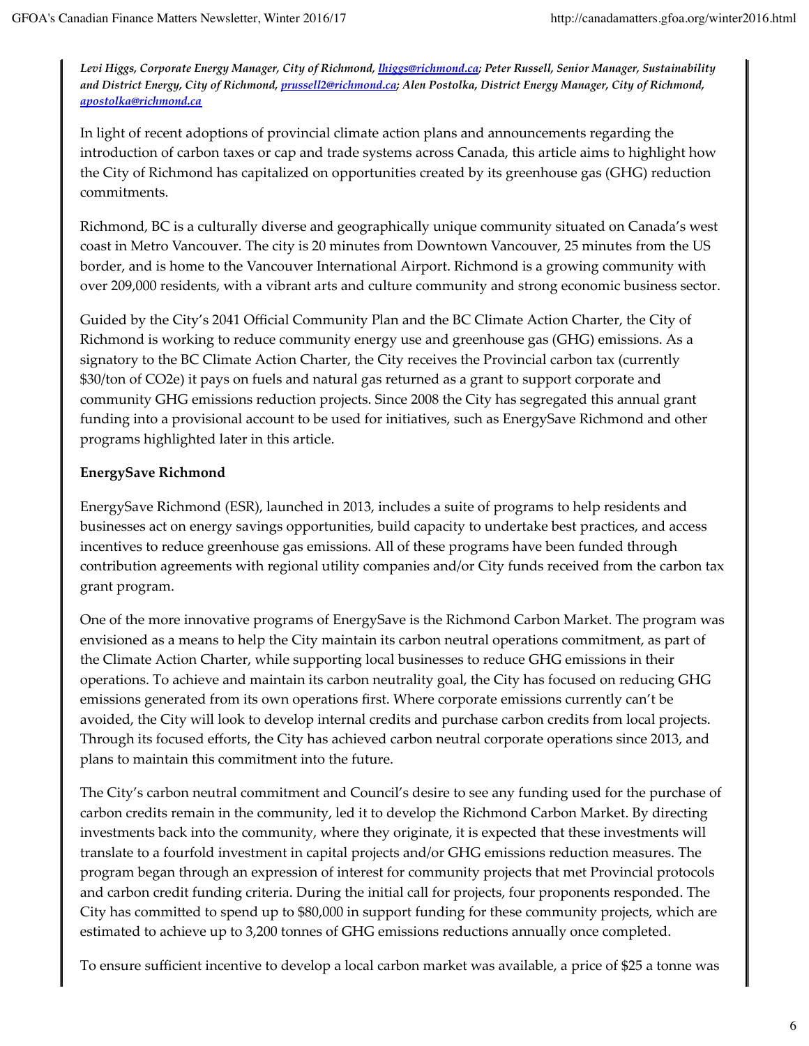*Levi Higgs, Corporate Energy Manager, City of Richmond, lhiggs@richmond.ca; Peter Russell, Senior Manager, Sustainability and District Energy, City of Richmond, prussell2@richmond.ca; Alen Postolka, District Energy Manager, City of Richmond, apostolka@richmond.ca*

In light of recent adoptions of provincial climate action plans and announcements regarding the introduction of carbon taxes or cap and trade systems across Canada, this article aims to highlight how the City of Richmond has capitalized on opportunities created by its greenhouse gas (GHG) reduction commitments.

Richmond, BC is a culturally diverse and geographically unique community situated on Canada's west coast in Metro Vancouver. The city is 20 minutes from Downtown Vancouver, 25 minutes from the US border, and is home to the Vancouver International Airport. Richmond is a growing community with over 209,000 residents, with a vibrant arts and culture community and strong economic business sector.

Guided by the City's 2041 Official Community Plan and the BC Climate Action Charter, the City of Richmond is working to reduce community energy use and greenhouse gas (GHG) emissions. As a signatory to the BC Climate Action Charter, the City receives the Provincial carbon tax (currently \$30/ton of CO2e) it pays on fuels and natural gas returned as a grant to support corporate and community GHG emissions reduction projects. Since 2008 the City has segregated this annual grant funding into a provisional account to be used for initiatives, such as EnergySave Richmond and other programs highlighted later in this article.

**EnergySave Richmond**

EnergySave Richmond (ESR), launched in 2013, includes a suite of programs to help residents and businesses act on energy savings opportunities, build capacity to undertake best practices, and access incentives to reduce greenhouse gas emissions. All of these programs have been funded through contribution agreements with regional utility companies and/or City funds received from the carbon tax grant program.

One of the more innovative programs of EnergySave is the Richmond Carbon Market. The program was envisioned as a means to help the City maintain its carbon neutral operations commitment, as part of the Climate Action Charter, while supporting local businesses to reduce GHG emissions in their operations. To achieve and maintain its carbon neutrality goal, the City has focused on reducing GHG emissions generated from its own operations first. Where corporate emissions currently can't be avoided, the City will look to develop internal credits and purchase carbon credits from local projects. Through its focused efforts, the City has achieved carbon neutral corporate operations since 2013, and plans to maintain this commitment into the future.

The City's carbon neutral commitment and Council's desire to see any funding used for the purchase of carbon credits remain in the community, led it to develop the Richmond Carbon Market. By directing investments back into the community, where they originate, it is expected that these investments will translate to a fourfold investment in capital projects and/or GHG emissions reduction measures. The program began through an expression of interest for community projects that met Provincial protocols and carbon credit funding criteria. During the initial call for projects, four proponents responded. The City has committed to spend up to \$80,000 in support funding for these community projects, which are estimated to achieve up to 3,200 tonnes of GHG emissions reductions annually once completed.

To ensure sufficient incentive to develop a local carbon market was available, a price of \$25 a tonne was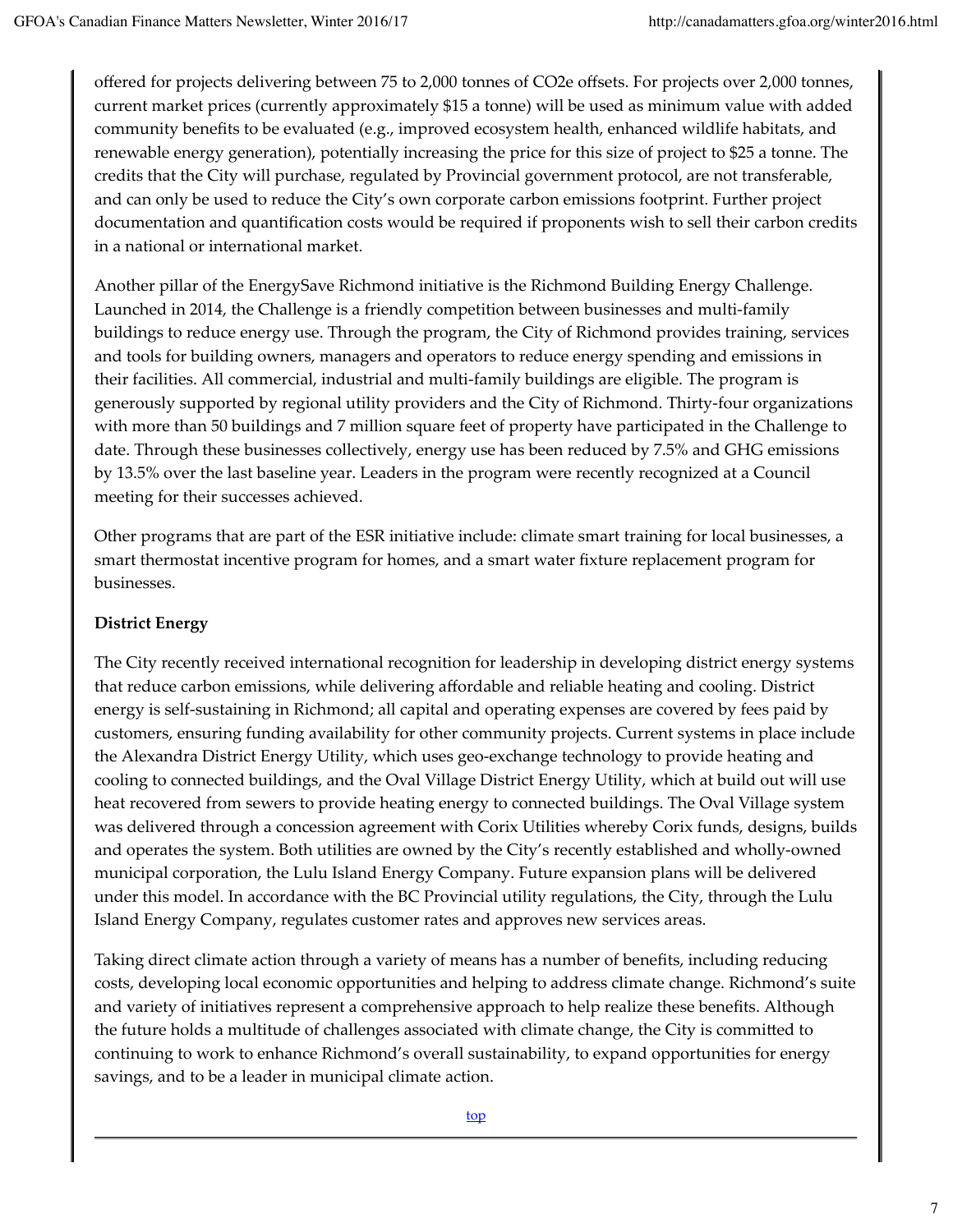offered for projects delivering between 75 to 2,000 tonnes of $CO_2e$ offsets. For projects over 2,000 tonnes, current market prices (currently approximately $15 a tonne) will be used as minimum value with added community benefits to be evaluated (e.g., improved ecosystem health, enhanced wildlife habitats, and renewable energy generation), potentially increasing the price for this size of project to $25 a tonne. The credits that the City will purchase, regulated by Provincial government protocol, are not transferable, and can only be used to reduce the City's own corporate carbon emissions footprint. Further project documentation and quantification costs would be required if proponents wish to sell their carbon credits in a national or international market.

Another pillar of the EnergySave Richmond initiative is the Richmond Building Energy Challenge. Launched in 2014, the Challenge is a friendly competition between businesses and multi-family buildings to reduce energy use. Through the program, the City of Richmond provides training, services and tools for building owners, managers and operators to reduce energy spending and emissions in their facilities. All commercial, industrial and multi-family buildings are eligible. The program is generously supported by regional utility providers and the City of Richmond. Thirty-four organizations with more than 50 buildings and 7 million square feet of property have participated in the Challenge to date. Through these businesses collectively, energy use has been reduced by 7.5% and GHG emissions by 13.5% over the last baseline year. Leaders in the program were recently recognized at a Council meeting for their successes achieved.

Other programs that are part of the ESR initiative include: climate smart training for local businesses, a smart thermostat incentive program for homes, and a smart water fixture replacement program for businesses.

**District Energy**

The City recently received international recognition for leadership in developing district energy systems that reduce carbon emissions, while delivering affordable and reliable heating and cooling. District energy is self-sustaining in Richmond; all capital and operating expenses are covered by fees paid by customers, ensuring funding availability for other community projects. Current systems in place include the Alexandra District Energy Utility, which uses geo-exchange technology to provide heating and cooling to connected buildings, and the Oval Village District Energy Utility, which at build out will use heat recovered from sewers to provide heating energy to connected buildings. The Oval Village system was delivered through a concession agreement with Corix Utilities whereby Corix funds, designs, builds and operates the system. Both utilities are owned by the City's recently established and wholly-owned municipal corporation, the Lulu Island Energy Company. Future expansion plans will be delivered under this model. In accordance with the BC Provincial utility regulations, the City, through the Lulu Island Energy Company, regulates customer rates and approves new services areas.

Taking direct climate action through a variety of means has a number of benefits, including reducing costs, developing local economic opportunities and helping to address climate change. Richmond's suite and variety of initiatives represent a comprehensive approach to help realize these benefits. Although the future holds a multitude of challenges associated with climate change, the City is committed to continuing to work to enhance Richmond's overall sustainability, to expand opportunities for energy savings, and to be a leader in municipal climate action.

top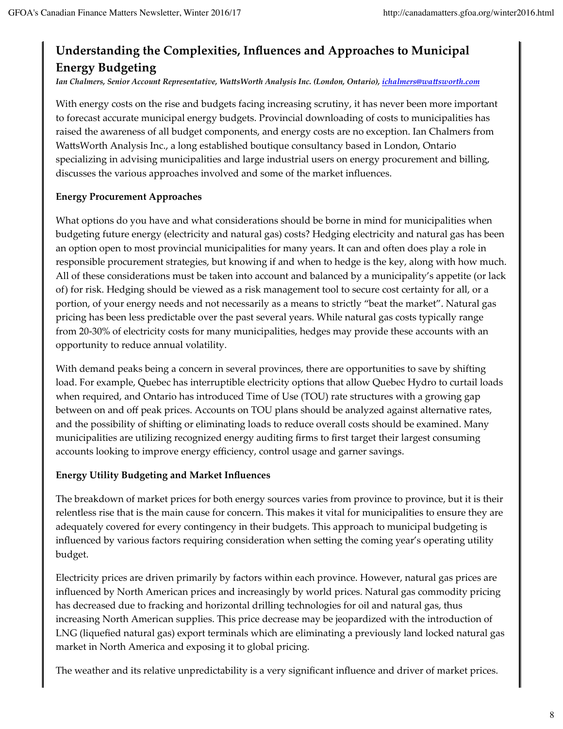## Understanding the Complexities, Influences and Approaches to Municipal Energy Budgeting

*Ian Chalmers, Senior Account Representative, WattsWorth Analysis Inc. (London, Ontario), ichalmers@wattsworth.com*

With energy costs on the rise and budgets facing increasing scrutiny, it has never been more important to forecast accurate municipal energy budgets. Provincial downloading of costs to municipalities has raised the awareness of all budget components, and energy costs are no exception. Ian Chalmers from WattsWorth Analysis Inc., a long established boutique consultancy based in London, Ontario specializing in advising municipalities and large industrial users on energy procurement and billing, discusses the various approaches involved and some of the market influences.

**Energy Procurement Approaches**

What options do you have and what considerations should be borne in mind for municipalities when budgeting future energy (electricity and natural gas) costs? Hedging electricity and natural gas has been an option open to most provincial municipalities for many years. It can and often does play a role in responsible procurement strategies, but knowing if and when to hedge is the key, along with how much. All of these considerations must be taken into account and balanced by a municipality's appetite (or lack of) for risk. Hedging should be viewed as a risk management tool to secure cost certainty for all, or a portion, of your energy needs and not necessarily as a means to strictly "beat the market". Natural gas pricing has been less predictable over the past several years. While natural gas costs typically range from 20-30% of electricity costs for many municipalities, hedges may provide these accounts with an opportunity to reduce annual volatility.

With demand peaks being a concern in several provinces, there are opportunities to save by shifting load. For example, Quebec has interruptible electricity options that allow Quebec Hydro to curtail loads when required, and Ontario has introduced Time of Use (TOU) rate structures with a growing gap between on and off peak prices. Accounts on TOU plans should be analyzed against alternative rates, and the possibility of shifting or eliminating loads to reduce overall costs should be examined. Many municipalities are utilizing recognized energy auditing firms to first target their largest consuming accounts looking to improve energy efficiency, control usage and garner savings.

**Energy Utility Budgeting and Market Influences**

The breakdown of market prices for both energy sources varies from province to province, but it is their relentless rise that is the main cause for concern. This makes it vital for municipalities to ensure they are adequately covered for every contingency in their budgets. This approach to municipal budgeting is influenced by various factors requiring consideration when setting the coming year's operating utility budget.

Electricity prices are driven primarily by factors within each province. However, natural gas prices are influenced by North American prices and increasingly by world prices. Natural gas commodity pricing has decreased due to fracking and horizontal drilling technologies for oil and natural gas, thus increasing North American supplies. This price decrease may be jeopardized with the introduction of LNG (liquefied natural gas) export terminals which are eliminating a previously land locked natural gas market in North America and exposing it to global pricing.

The weather and its relative unpredictability is a very significant influence and driver of market prices.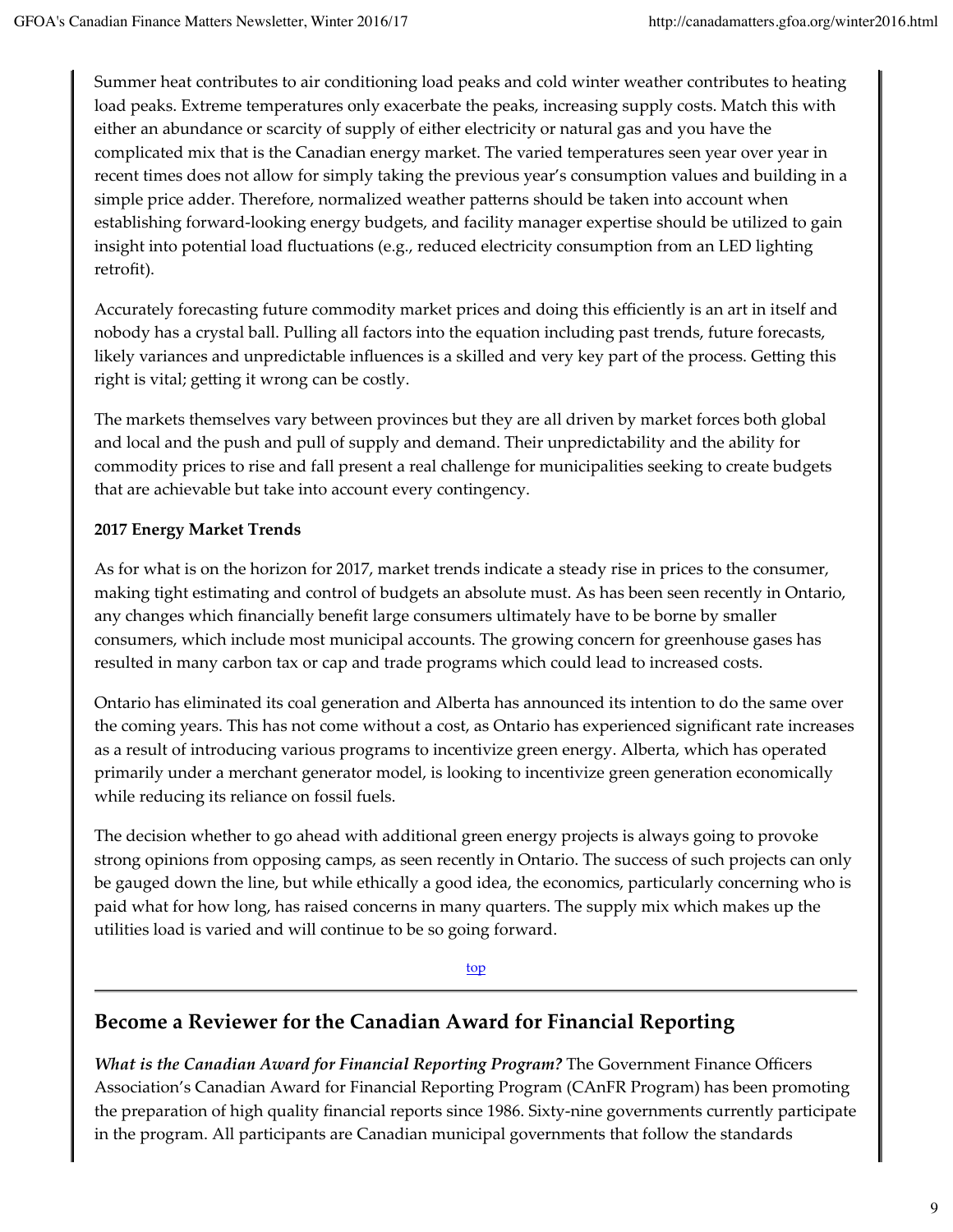Summer heat contributes to air conditioning load peaks and cold winter weather contributes to heating load peaks. Extreme temperatures only exacerbate the peaks, increasing supply costs. Match this with either an abundance or scarcity of supply of either electricity or natural gas and you have the complicated mix that is the Canadian energy market. The varied temperatures seen year over year in recent times does not allow for simply taking the previous year's consumption values and building in a simple price adder. Therefore, normalized weather patterns should be taken into account when establishing forward-looking energy budgets, and facility manager expertise should be utilized to gain insight into potential load fluctuations (e.g., reduced electricity consumption from an LED lighting retrofit).

Accurately forecasting future commodity market prices and doing this efficiently is an art in itself and nobody has a crystal ball. Pulling all factors into the equation including past trends, future forecasts, likely variances and unpredictable influences is a skilled and very key part of the process. Getting this right is vital; getting it wrong can be costly.

The markets themselves vary between provinces but they are all driven by market forces both global and local and the push and pull of supply and demand. Their unpredictability and the ability for commodity prices to rise and fall present a real challenge for municipalities seeking to create budgets that are achievable but take into account every contingency.

**2017 Energy Market Trends**

As for what is on the horizon for 2017, market trends indicate a steady rise in prices to the consumer, making tight estimating and control of budgets an absolute must. As has been seen recently in Ontario, any changes which financially benefit large consumers ultimately have to be borne by smaller consumers, which include most municipal accounts. The growing concern for greenhouse gases has resulted in many carbon tax or cap and trade programs which could lead to increased costs.

Ontario has eliminated its coal generation and Alberta has announced its intention to do the same over the coming years. This has not come without a cost, as Ontario has experienced significant rate increases as a result of introducing various programs to incentivize green energy. Alberta, which has operated primarily under a merchant generator model, is looking to incentivize green generation economically while reducing its reliance on fossil fuels.

The decision whether to go ahead with additional green energy projects is always going to provoke strong opinions from opposing camps, as seen recently in Ontario. The success of such projects can only be gauged down the line, but while ethically a good idea, the economics, particularly concerning who is paid what for how long, has raised concerns in many quarters. The supply mix which makes up the utilities load is varied and will continue to be so going forward.

top

## Become a Reviewer for the Canadian Award for Financial Reporting

***What is the Canadian Award for Financial Reporting Program?*** The Government Finance Officers Association's Canadian Award for Financial Reporting Program (CAnFR Program) has been promoting the preparation of high quality financial reports since 1986. Sixty-nine governments currently participate in the program. All participants are Canadian municipal governments that follow the standards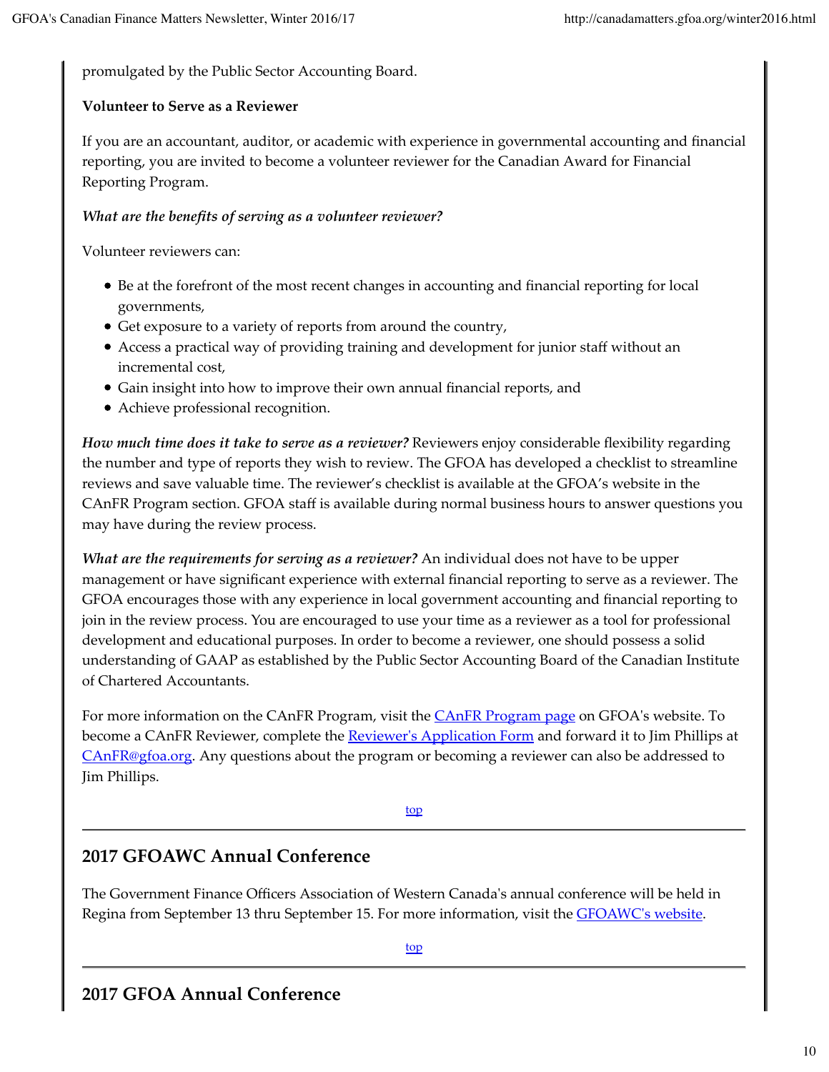promulgated by the Public Sector Accounting Board.

**Volunteer to Serve as a Reviewer**

If you are an accountant, auditor, or academic with experience in governmental accounting and financial reporting, you are invited to become a volunteer reviewer for the Canadian Award for Financial Reporting Program.

***What are the benefits of serving as a volunteer reviewer?***

Volunteer reviewers can:

- Be at the forefront of the most recent changes in accounting and financial reporting for local governments,
- Get exposure to a variety of reports from around the country,
- Access a practical way of providing training and development for junior staff without an incremental cost,
- Gain insight into how to improve their own annual financial reports, and
- Achieve professional recognition.

***How much time does it take to serve as a reviewer?*** Reviewers enjoy considerable flexibility regarding the number and type of reports they wish to review. The GFOA has developed a checklist to streamline reviews and save valuable time. The reviewer's checklist is available at the GFOA's website in the CAnFR Program section. GFOA staff is available during normal business hours to answer questions you may have during the review process.

***What are the requirements for serving as a reviewer?*** An individual does not have to be upper management or have significant experience with external financial reporting to serve as a reviewer. The GFOA encourages those with any experience in local government accounting and financial reporting to join in the review process. You are encouraged to use your time as a reviewer as a tool for professional development and educational purposes. In order to become a reviewer, one should possess a solid understanding of GAAP as established by the Public Sector Accounting Board of the Canadian Institute of Chartered Accountants.

For more information on the CAnFR Program, visit the CAnFR Program page on GFOA's website. To become a CAnFR Reviewer, complete the Reviewer's Application Form and forward it to Jim Phillips at CAnFR@gfoa.org. Any questions about the program or becoming a reviewer can also be addressed to Jim Phillips.

top

## 2017 GFOAWC Annual Conference

The Government Finance Officers Association of Western Canada's annual conference will be held in Regina from September 13 thru September 15. For more information, visit the GFOAWC's website.

top

## 2017 GFOA Annual Conference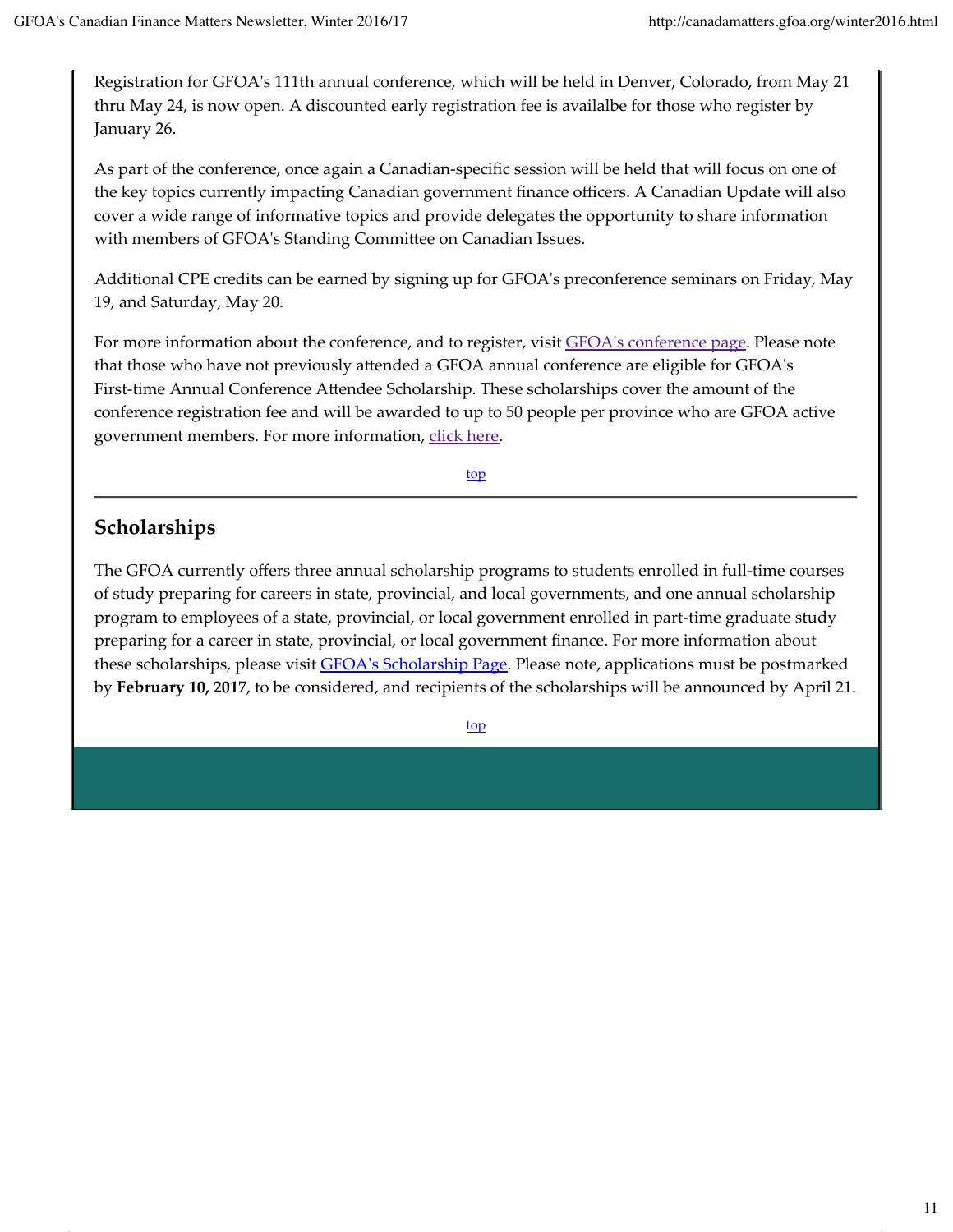Registration for GFOA's 111th annual conference, which will be held in Denver, Colorado, from May 21 thru May 24, is now open. A discounted early registration fee is availalbe for those who register by January 26.

As part of the conference, once again a Canadian-specific session will be held that will focus on one of the key topics currently impacting Canadian government finance officers. A Canadian Update will also cover a wide range of informative topics and provide delegates the opportunity to share information with members of GFOA's Standing Committee on Canadian Issues.

Additional CPE credits can be earned by signing up for GFOA's preconference seminars on Friday, May 19, and Saturday, May 20.

For more information about the conference, and to register, visit GFOA's conference page. Please note that those who have not previously attended a GFOA annual conference are eligible for GFOA's First-time Annual Conference Attendee Scholarship. These scholarships cover the amount of the conference registration fee and will be awarded to up to 50 people per province who are GFOA active government members. For more information, click here.

top

## Scholarships

The GFOA currently offers three annual scholarship programs to students enrolled in full-time courses of study preparing for careers in state, provincial, and local governments, and one annual scholarship program to employees of a state, provincial, or local government enrolled in part-time graduate study preparing for a career in state, provincial, or local government finance. For more information about these scholarships, please visit GFOA's Scholarship Page. Please note, applications must be postmarked by **February 10, 2017**, to be considered, and recipients of the scholarships will be announced by April 21.

top